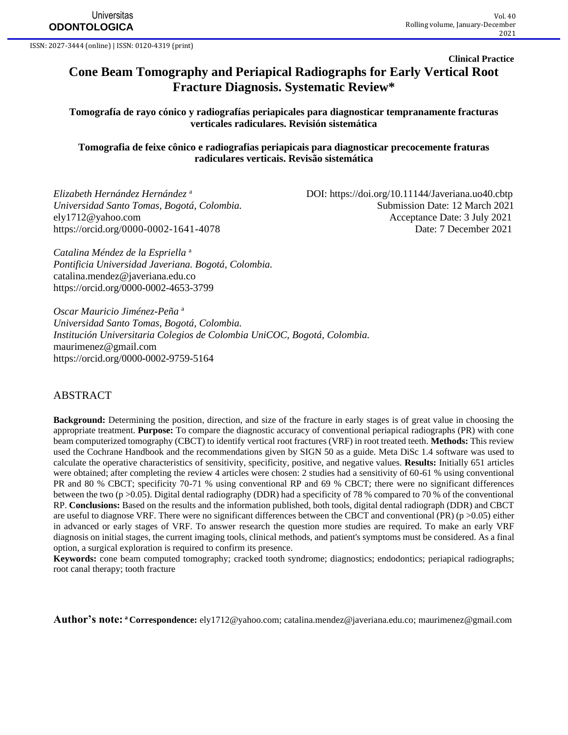ISSN: 2027-3444 (online) | ISSN: 0120-4319 (print)

**Clinical Practice**

# Cone Beam Tomography and Periapical Radiographs for Early Vertical Root Fracture Diagnosis. Systematic Review*

**Tomografía de rayo cónico y radiografías periapicales para diagnosticar tempranamente fracturas verticales radiculares. Revisión sistemática**

**Tomografia de feixe cônico e radiografias periapicais para diagnosticar precocemente fraturas radiculares verticais. Revisão sistemática**

*Elizabeth Hernández Hernández* [a]
*Universidad Santo Tomas, Bogotá, Colombia.*
ely1712@yahoo.com
https://orcid.org/0000-0002-1641-4078

DOI: https://doi.org/10.11144/Javeriana.uo40.cbtp
Submission Date: 12 March 2021
Acceptance Date: 3 July 2021
Date: 7 December 2021

*Catalina Méndez de la Espriella* [a]
*Pontificia Universidad Javeriana. Bogotá, Colombia.*
catalina.mendez@javeriana.edu.co
https://orcid.org/0000-0002-4653-3799

*Oscar Mauricio Jiménez-Peña* [a]
*Universidad Santo Tomas, Bogotá, Colombia.*
*Institución Universitaria Colegios de Colombia UniCOC, Bogotá, Colombia.*
maurimenez@gmail.com
https://orcid.org/0000-0002-9759-5164

## ABSTRACT

**Background:** Determining the position, direction, and size of the fracture in early stages is of great value in choosing the appropriate treatment. **Purpose:** To compare the diagnostic accuracy of conventional periapical radiographs (PR) with cone beam computerized tomography (CBCT) to identify vertical root fractures (VRF) in root treated teeth. **Methods:** This review used the Cochrane Handbook and the recommendations given by SIGN 50 as a guide. Meta DiSc 1.4 software was used to calculate the operative characteristics of sensitivity, specificity, positive, and negative values. **Results:** Initially 651 articles were obtained; after completing the review 4 articles were chosen: 2 studies had a sensitivity of 60-61 % using conventional PR and 80 % CBCT; specificity 70-71 % using conventional RP and 69 % CBCT; there were no significant differences between the two ($p > 0.05$). Digital dental radiography (DDR) had a specificity of 78 % compared to 70 % of the conventional RP. **Conclusions:** Based on the results and the information published, both tools, digital dental radiograph (DDR) and CBCT are useful to diagnose VRF. There were no significant differences between the CBCT and conventional (PR) ($p > 0.05$) either in advanced or early stages of VRF. To answer research the question more studies are required. To make an early VRF diagnosis on initial stages, the current imaging tools, clinical methods, and patient's symptoms must be considered. As a final option, a surgical exploration is required to confirm its presence.

**Keywords:** cone beam computed tomography; cracked tooth syndrome; diagnostics; endodontics; periapical radiographs; root canal therapy; tooth fracture

**Author's note:** [a] **Correspondence:** ely1712@yahoo.com; catalina.mendez@javeriana.edu.co; maurimenez@gmail.com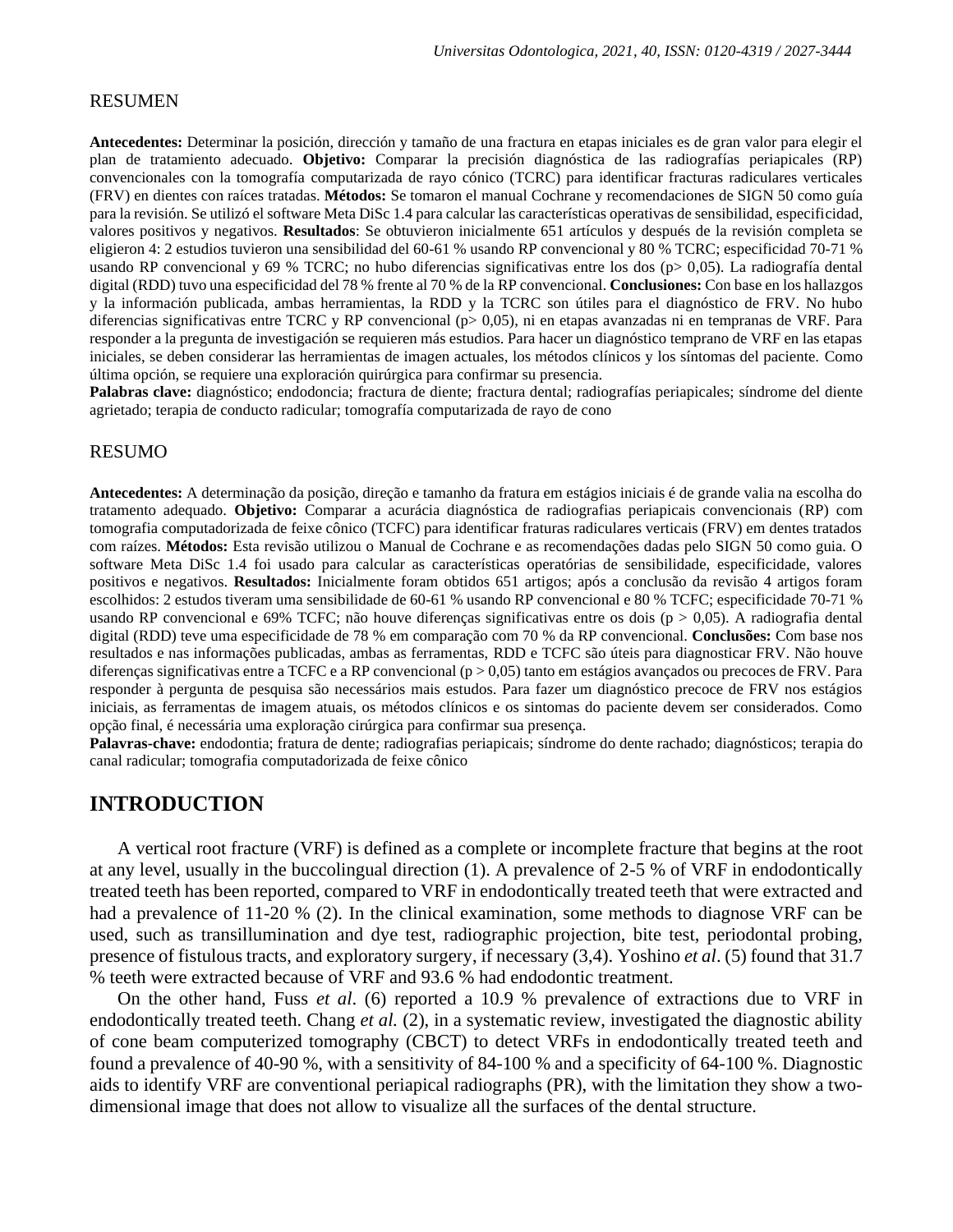RESUMEN

**Antecedentes:** Determinar la posición, dirección y tamaño de una fractura en etapas iniciales es de gran valor para elegir el plan de tratamiento adecuado. **Objetivo:** Comparar la precisión diagnóstica de las radiografías periapicales (RP) convencionales con la tomografía computarizada de rayo cónico (TCRC) para identificar fracturas radiculares verticales (FRV) en dientes con raíces tratadas. **Métodos:** Se tomaron el manual Cochrane y recomendaciones de SIGN 50 como guía para la revisión. Se utilizó el software Meta DiSc 1.4 para calcular las características operativas de sensibilidad, especificidad, valores positivos y negativos. **Resultados**: Se obtuvieron inicialmente 651 artículos y después de la revisión completa se eligieron 4: 2 estudios tuvieron una sensibilidad del 60-61 % usando RP convencional y 80 % TCRC; especificidad 70-71 % usando RP convencional y 69 % TCRC; no hubo diferencias significativas entre los dos (p> 0,05). La radiografía dental digital (RDD) tuvo una especificidad del 78 % frente al 70 % de la RP convencional. **Conclusiones:** Con base en los hallazgos y la información publicada, ambas herramientas, la RDD y la TCRC son útiles para el diagnóstico de FRV. No hubo diferencias significativas entre TCRC y RP convencional (p> 0,05), ni en etapas avanzadas ni en tempranas de VRF. Para responder a la pregunta de investigación se requieren más estudios. Para hacer un diagnóstico temprano de VRF en las etapas iniciales, se deben considerar las herramientas de imagen actuales, los métodos clínicos y los síntomas del paciente. Como última opción, se requiere una exploración quirúrgica para confirmar su presencia.
**Palabras clave:** diagnóstico; endodoncia; fractura de diente; fractura dental; radiografías periapicales; síndrome del diente agrietado; terapia de conducto radicular; tomografía computarizada de rayo de cono

RESUMO

**Antecedentes:** A determinação da posição, direção e tamanho da fratura em estágios iniciais é de grande valia na escolha do tratamento adequado. **Objetivo:** Comparar a acurácia diagnóstica de radiografias periapicais convencionais (RP) com tomografia computadorizada de feixe cônico (TCFC) para identificar fraturas radiculares verticais (FRV) em dentes tratados com raízes. **Métodos:** Esta revisão utilizou o Manual de Cochrane e as recomendações dadas pelo SIGN 50 como guia. O software Meta DiSc 1.4 foi usado para calcular as características operatórias de sensibilidade, especificidade, valores positivos e negativos. **Resultados:** Inicialmente foram obtidos 651 artigos; após a conclusão da revisão 4 artigos foram escolhidos: 2 estudos tiveram uma sensibilidade de 60-61 % usando RP convencional e 80 % TCFC; especificidade 70-71 % usando RP convencional e 69% TCFC; não houve diferenças significativas entre os dois (p > 0,05). A radiografia dental digital (RDD) teve uma especificidade de 78 % em comparação com 70 % da RP convencional. **Conclusões:** Com base nos resultados e nas informações publicadas, ambas as ferramentas, RDD e TCFC são úteis para diagnosticar FRV. Não houve diferenças significativas entre a TCFC e a RP convencional (p > 0,05) tanto em estágios avançados ou precoces de FRV. Para responder à pergunta de pesquisa são necessários mais estudos. Para fazer um diagnóstico precoce de FRV nos estágios iniciais, as ferramentas de imagem atuais, os métodos clínicos e os sintomas do paciente devem ser considerados. Como opção final, é necessária uma exploração cirúrgica para confirmar sua presença.
**Palavras-chave:** endodontia; fratura de dente; radiografias periapicais; síndrome do dente rachado; diagnósticos; terapia do canal radicular; tomografia computadorizada de feixe cônico

## INTRODUCTION

A vertical root fracture (VRF) is defined as a complete or incomplete fracture that begins at the root at any level, usually in the buccolingual direction (1). A prevalence of 2-5 % of VRF in endodontically treated teeth has been reported, compared to VRF in endodontically treated teeth that were extracted and had a prevalence of 11-20 % (2). In the clinical examination, some methods to diagnose VRF can be used, such as transillumination and dye test, radiographic projection, bite test, periodontal probing, presence of fistulous tracts, and exploratory surgery, if necessary (3,4). Yoshino *et al*. (5) found that 31.7 % teeth were extracted because of VRF and 93.6 % had endodontic treatment.

On the other hand, Fuss *et al*. (6) reported a 10.9 % prevalence of extractions due to VRF in endodontically treated teeth. Chang *et al.* (2), in a systematic review, investigated the diagnostic ability of cone beam computerized tomography (CBCT) to detect VRFs in endodontically treated teeth and found a prevalence of 40-90 %, with a sensitivity of 84-100 % and a specificity of 64-100 %. Diagnostic aids to identify VRF are conventional periapical radiographs (PR), with the limitation they show a two-dimensional image that does not allow to visualize all the surfaces of the dental structure.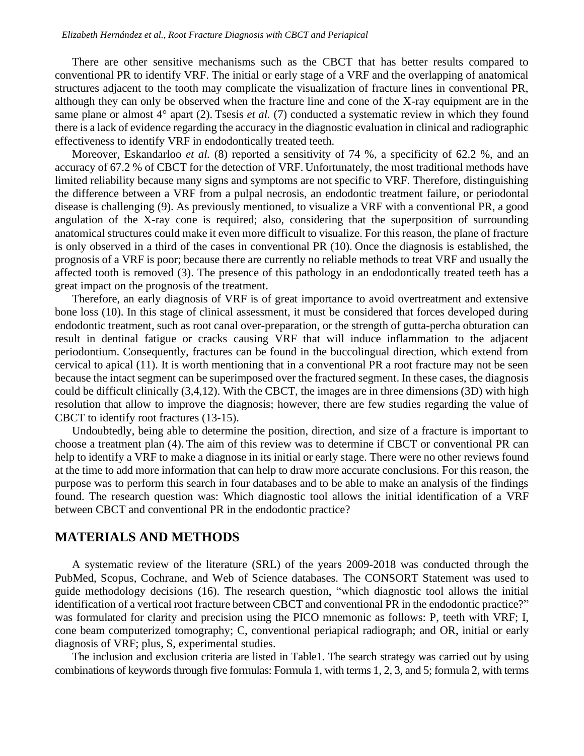There are other sensitive mechanisms such as the CBCT that has better results compared to conventional PR to identify VRF. The initial or early stage of a VRF and the overlapping of anatomical structures adjacent to the tooth may complicate the visualization of fracture lines in conventional PR, although they can only be observed when the fracture line and cone of the X-ray equipment are in the same plane or almost 4° apart (2). Tsesis *et al.* (7) conducted a systematic review in which they found there is a lack of evidence regarding the accuracy in the diagnostic evaluation in clinical and radiographic effectiveness to identify VRF in endodontically treated teeth.

Moreover, Eskandarloo *et al.* (8) reported a sensitivity of 74 %, a specificity of 62.2 %, and an accuracy of 67.2 % of CBCT for the detection of VRF. Unfortunately, the most traditional methods have limited reliability because many signs and symptoms are not specific to VRF. Therefore, distinguishing the difference between a VRF from a pulpal necrosis, an endodontic treatment failure, or periodontal disease is challenging (9). As previously mentioned, to visualize a VRF with a conventional PR, a good angulation of the X-ray cone is required; also, considering that the superposition of surrounding anatomical structures could make it even more difficult to visualize. For this reason, the plane of fracture is only observed in a third of the cases in conventional PR (10). Once the diagnosis is established, the prognosis of a VRF is poor; because there are currently no reliable methods to treat VRF and usually the affected tooth is removed (3). The presence of this pathology in an endodontically treated teeth has a great impact on the prognosis of the treatment.

Therefore, an early diagnosis of VRF is of great importance to avoid overtreatment and extensive bone loss (10). In this stage of clinical assessment, it must be considered that forces developed during endodontic treatment, such as root canal over-preparation, or the strength of gutta-percha obturation can result in dentinal fatigue or cracks causing VRF that will induce inflammation to the adjacent periodontium. Consequently, fractures can be found in the buccolingual direction, which extend from cervical to apical (11). It is worth mentioning that in a conventional PR a root fracture may not be seen because the intact segment can be superimposed over the fractured segment. In these cases, the diagnosis could be difficult clinically (3,4,12). With the CBCT, the images are in three dimensions (3D) with high resolution that allow to improve the diagnosis; however, there are few studies regarding the value of CBCT to identify root fractures (13-15).

Undoubtedly, being able to determine the position, direction, and size of a fracture is important to choose a treatment plan (4). The aim of this review was to determine if CBCT or conventional PR can help to identify a VRF to make a diagnose in its initial or early stage. There were no other reviews found at the time to add more information that can help to draw more accurate conclusions. For this reason, the purpose was to perform this search in four databases and to be able to make an analysis of the findings found. The research question was: Which diagnostic tool allows the initial identification of a VRF between CBCT and conventional PR in the endodontic practice?

## MATERIALS AND METHODS

A systematic review of the literature (SRL) of the years 2009-2018 was conducted through the PubMed, Scopus, Cochrane, and Web of Science databases. The CONSORT Statement was used to guide methodology decisions (16). The research question, "which diagnostic tool allows the initial identification of a vertical root fracture between CBCT and conventional PR in the endodontic practice?" was formulated for clarity and precision using the PICO mnemonic as follows: P, teeth with VRF; I, cone beam computerized tomography; C, conventional periapical radiograph; and OR, initial or early diagnosis of VRF; plus, S, experimental studies.

The inclusion and exclusion criteria are listed in Table1. The search strategy was carried out by using combinations of keywords through five formulas: Formula 1, with terms 1, 2, 3, and 5; formula 2, with terms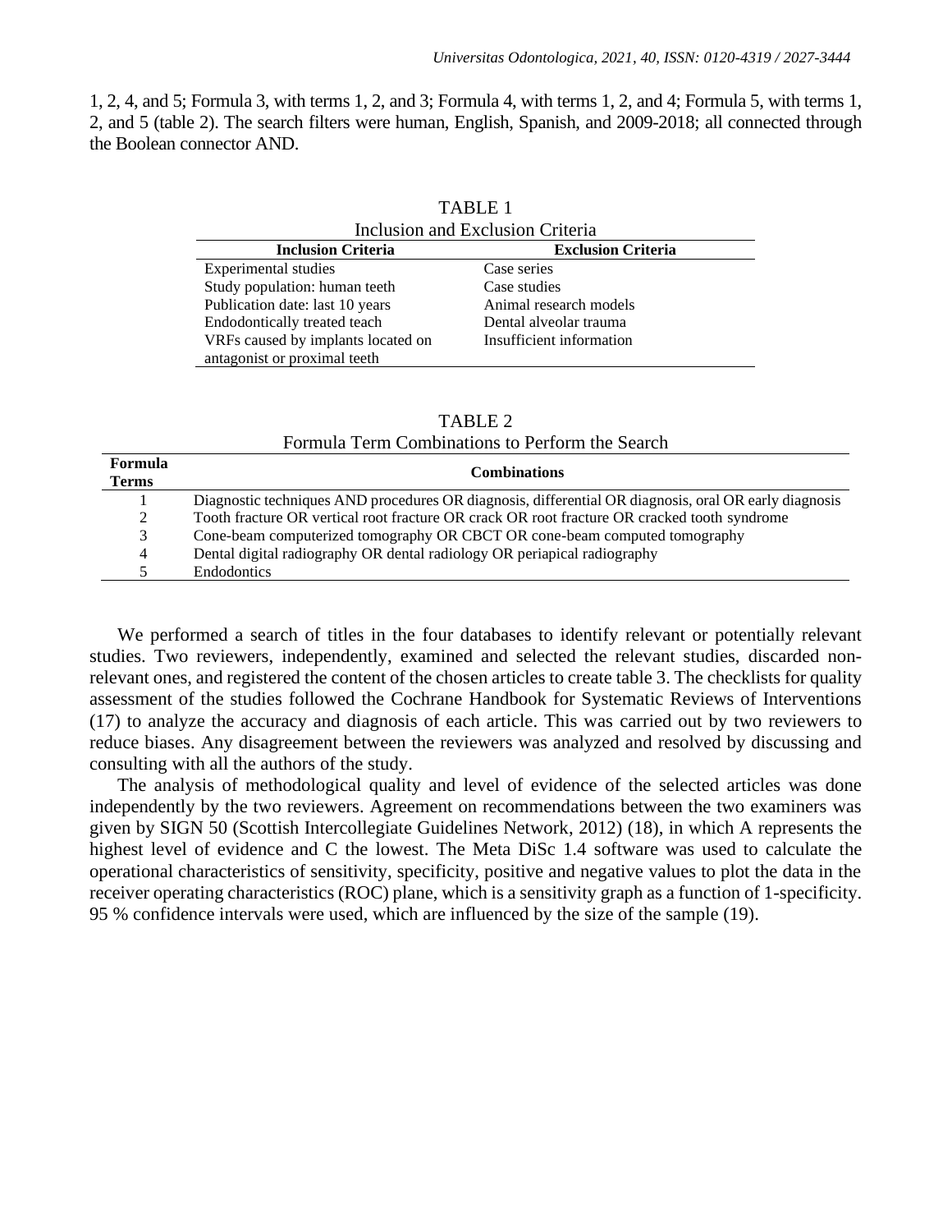1, 2, 4, and 5; Formula 3, with terms 1, 2, and 3; Formula 4, with terms 1, 2, and 4; Formula 5, with terms 1, 2, and 5 (table 2). The search filters were human, English, Spanish, and 2009-2018; all connected through the Boolean connector AND.

TABLE 1
Inclusion and Exclusion Criteria

| Inclusion Criteria | Exclusion Criteria |
|---|---|
| Experimental studies | Case series |
| Study population: human teeth | Case studies |
| Publication date: last 10 years | Animal research models |
| Endodontically treated teach | Dental alveolar trauma |
| VRFs caused by implants located on antagonist or proximal teeth | Insufficient information |

TABLE 2
Formula Term Combinations to Perform the Search

| Formula Terms | Combinations |
|---|---|
| 1 | Diagnostic techniques AND procedures OR diagnosis, differential OR diagnosis, oral OR early diagnosis |
| 2 | Tooth fracture OR vertical root fracture OR crack OR root fracture OR cracked tooth syndrome |
| 3 | Cone-beam computerized tomography OR CBCT OR cone-beam computed tomography |
| 4 | Dental digital radiography OR dental radiology OR periapical radiography |
| 5 | Endodontics |

We performed a search of titles in the four databases to identify relevant or potentially relevant studies. Two reviewers, independently, examined and selected the relevant studies, discarded non-relevant ones, and registered the content of the chosen articles to create table 3. The checklists for quality assessment of the studies followed the Cochrane Handbook for Systematic Reviews of Interventions (17) to analyze the accuracy and diagnosis of each article. This was carried out by two reviewers to reduce biases. Any disagreement between the reviewers was analyzed and resolved by discussing and consulting with all the authors of the study.

The analysis of methodological quality and level of evidence of the selected articles was done independently by the two reviewers. Agreement on recommendations between the two examiners was given by SIGN 50 (Scottish Intercollegiate Guidelines Network, 2012) (18), in which A represents the highest level of evidence and C the lowest. The Meta DiSc 1.4 software was used to calculate the operational characteristics of sensitivity, specificity, positive and negative values to plot the data in the receiver operating characteristics (ROC) plane, which is a sensitivity graph as a function of 1-specificity. 95 % confidence intervals were used, which are influenced by the size of the sample (19).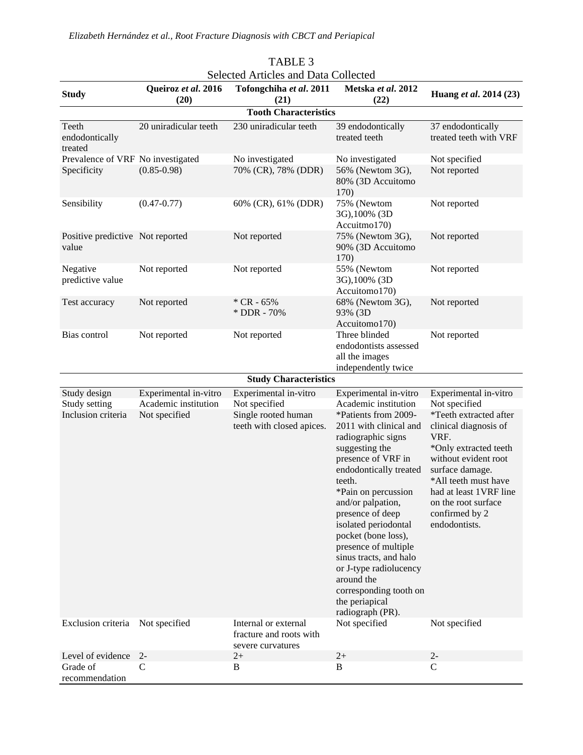TABLE 3

Selected Articles and Data Collected

| Study | Queiroz *et al*. 2016 (20) | Tofongchiha *et al*. 2011 (21) | Metska *et al*. 2012 (22) | Huang *et al*. 2014 (23) |
|---|---|---|---|---|
| **Tooth Characteristics** | | | | |
| Teeth endodontically treated | 20 uniradicular teeth | 230 uniradicular teeth | 39 endodontically treated teeth | 37 endodontically treated teeth with VRF |
| Prevalence of VRF | No investigated | No investigated | No investigated | Not specified |
| Specificity | (0.85-0.98) | 70% (CR), 78% (DDR) | 56% (Newtom 3G), 80% (3D Accuitomo 170) | Not reported |
| Sensibility | (0.47-0.77) | 60% (CR), 61% (DDR) | 75% (Newtom 3G),100% (3D Accuitmo170) | Not reported |
| Positive predictive value | Not reported | Not reported | 75% (Newtom 3G), 90% (3D Accuitomo 170) | Not reported |
| Negative predictive value | Not reported | Not reported | 55% (Newtom 3G),100% (3D Accuitomo170) | Not reported |
| Test accuracy | Not reported | * CR - 65%<br>* DDR - 70% | 68% (Newtom 3G), 93% (3D Accuitomo170) | Not reported |
| Bias control | Not reported | Not reported | Three blinded endodontists assessed all the images independently twice | Not reported |
| **Study Characteristics** | | | | |
| Study design | Experimental in-vitro | Experimental in-vitro | Experimental in-vitro | Experimental in-vitro |
| Study setting | Academic institution | Not specified | Academic institution | Not specified |
| Inclusion criteria | Not specified | Single rooted human teeth with closed apices. | *Patients from 2009-2011 with clinical and radiographic signs suggesting the presence of VRF in endodontically treated teeth.<br>*Pain on percussion and/or palpation, presence of deep isolated periodontal pocket (bone loss), presence of multiple sinus tracts, and halo or J-type radiolucency around the corresponding tooth on the periapical radiograph (PR). | *Teeth extracted after clinical diagnosis of VRF.<br>*Only extracted teeth without evident root surface damage.<br>*All teeth must have had at least 1VRF line on the root surface confirmed by 2 endodontists. |
| Exclusion criteria | Not specified | Internal or external fracture and roots with severe curvatures | Not specified | Not specified |
| Level of evidence | 2- | 2+ | 2+ | 2- |
| Grade of recommendation | C | B | B | C |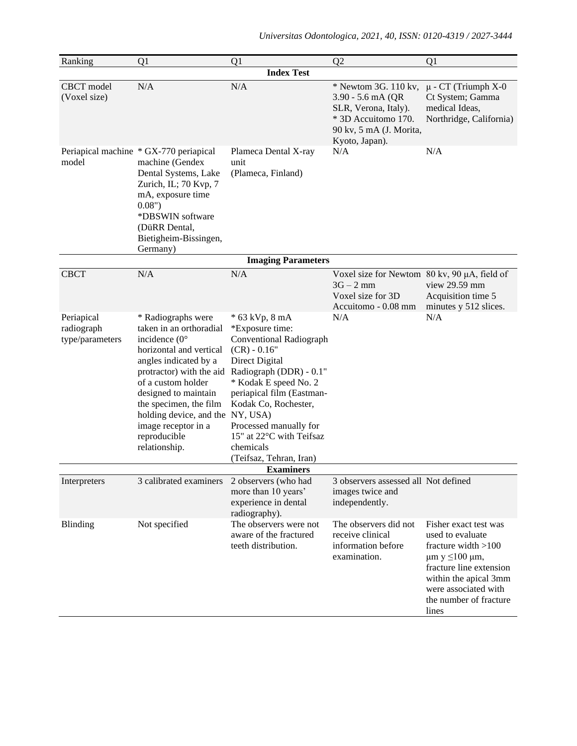| Ranking | Q1 | Q1 | Q2 | Q1 |
|---|---|---|---|---|
| **Index Test** | | | | |
| CBCT model (Voxel size) | N/A | N/A | * Newtom 3G. 110 kv, 3.90 - 5.6 mA (QR SLR, Verona, Italy). * 3D Accuitomo 170. 90 kv, 5 mA (J. Morita, Kyoto, Japan). | µ - CT (Triumph X-0 Ct System; Gamma medical Ideas, Northridge, California) |
| Periapical machine model | * GX-770 periapical machine (Gendex Dental Systems, Lake Zurich, IL; 70 Kvp, 7 mA, exposure time 0.08") *DBSWIN software (DüRR Dental, Bietigheim-Bissingen, Germany) | Plameca Dental X-ray unit (Plameca, Finland) | N/A | N/A |
| **Imaging Parameters** | | | | |
| CBCT | N/A | N/A | Voxel size for Newtom 3G – 2 mm Voxel size for 3D Accuitomo - 0.08 mm | 80 kv, 90 µA, field of view 29.59 mm Acquisition time 5 minutes y 512 slices. |
| Periapical radiograph type/parameters | * Radiographs were taken in an orthoradial incidence (0° horizontal and vertical angles indicated by a protractor) with the aid of a custom holder designed to maintain the specimen, the film holding device, and the image receptor in a reproducible relationship. | * 63 kVp, 8 mA *Exposure time: Conventional Radiograph (CR) - 0.16" Direct Digital Radiograph (DDR) - 0.1" * Kodak E speed No. 2 periapical film (Eastman-Kodak Co, Rochester, NY, USA) Processed manually for 15" at 22°C with Teifsaz chemicals (Teifsaz, Tehran, Iran) | N/A | N/A |
| **Examiners** | | | | |
| Interpreters | 3 calibrated examiners | 2 observers (who had more than 10 years' experience in dental radiography). | 3 observers assessed all images twice and independently. | Not defined |
| Blinding | Not specified | The observers were not aware of the fractured teeth distribution. | The observers did not receive clinical information before examination. | Fisher exact test was used to evaluate fracture width >100 µm y ≤100 µm, fracture line extension within the apical 3mm were associated with the number of fracture lines |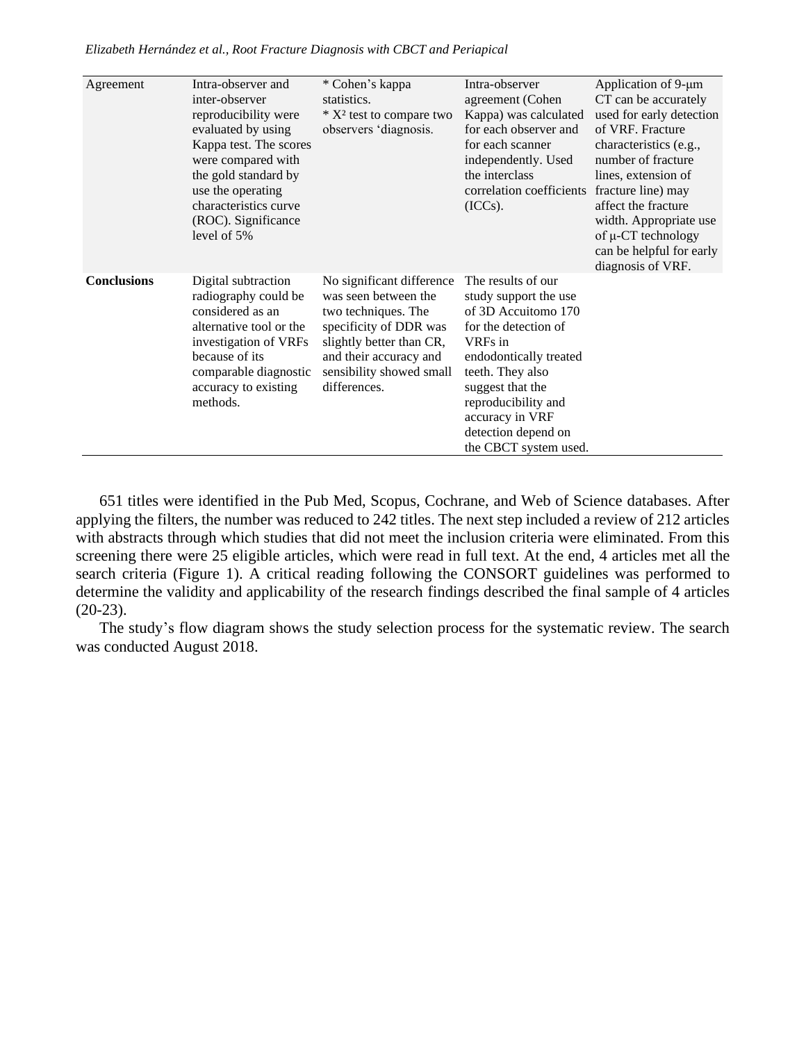| Agreement | Intra-observer and inter-observer reproducibility were evaluated by using Kappa test. The scores were compared with the gold standard by use the operating characteristics curve (ROC). Significance level of 5% | * Cohen's kappa statistics. * $X^2$ test to compare two observers 'diagnosis. | Intra-observer agreement (Cohen Kappa) was calculated for each observer and for each scanner independently. Used the interclass correlation coefficients (ICCs). | Application of 9-μm CT can be accurately used for early detection of VRF. Fracture characteristics (e.g., number of fracture lines, extension of fracture line) may affect the fracture width. Appropriate use of μ-CT technology can be helpful for early diagnosis of VRF. |
|---|---|---|---|---|
| **Conclusions** | Digital subtraction radiography could be considered as an alternative tool or the investigation of VRFs because of its comparable diagnostic accuracy to existing methods. | No significant difference was seen between the two techniques. The specificity of DDR was slightly better than CR, and their accuracy and sensibility showed small differences. | The results of our study support the use of 3D Accuitomo 170 for the detection of VRFs in endodontically treated teeth. They also suggest that the reproducibility and accuracy in VRF detection depend on the CBCT system used. | |

651 titles were identified in the Pub Med, Scopus, Cochrane, and Web of Science databases. After applying the filters, the number was reduced to 242 titles. The next step included a review of 212 articles with abstracts through which studies that did not meet the inclusion criteria were eliminated. From this screening there were 25 eligible articles, which were read in full text. At the end, 4 articles met all the search criteria (Figure 1). A critical reading following the CONSORT guidelines was performed to determine the validity and applicability of the research findings described the final sample of 4 articles (20-23).

The study's flow diagram shows the study selection process for the systematic review. The search was conducted August 2018.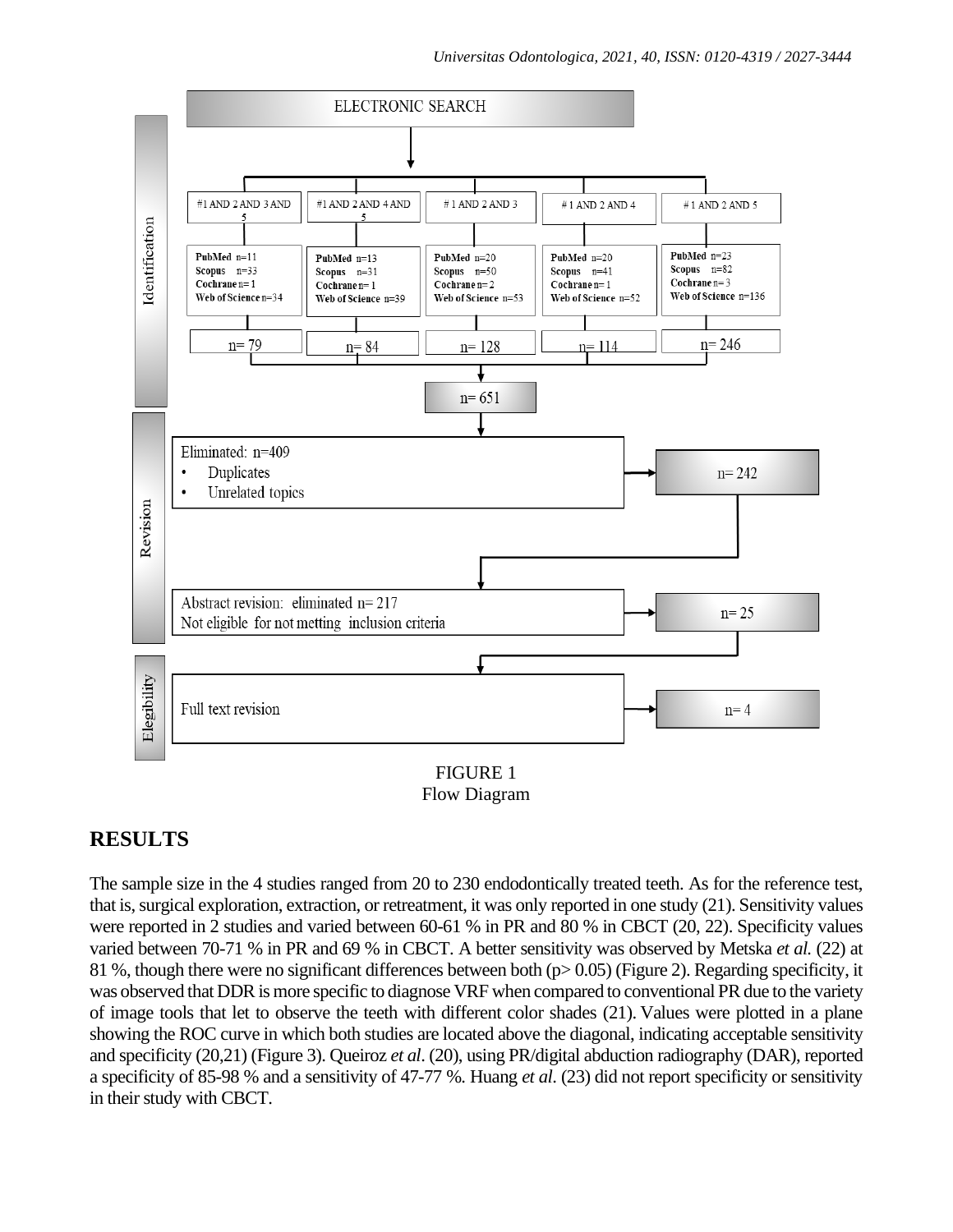ELECTRONIC SEARCH

Identification

| #1 AND 2 AND 3 AND 5 | #1 AND 2 AND 4 AND 5 | # 1 AND 2 AND 3 | # 1 AND 2 AND 4 | # 1 AND 2 AND 5 |
|---|---|---|---|---|
| PubMed n=11 Scopus n=33 Cochrane n= 1 Web of Science n=34 | PubMed n=13 Scopus n=31 Cochrane n= 1 Web of Science n=39 | PubMed n=20 Scopus n=50 Cochrane n= 2 Web of Science n=53 | PubMed n=20 Scopus n=41 Cochrane n= 1 Web of Science n=52 | PubMed n=23 Scopus n=82 Cochrane n= 3 Web of Science n=136 |
| n= 79 | n= 84 | n= 128 | n= 114 | n= 246 |

n= 651

Revision

Eliminated: n=409
- Duplicates
- Unrelated topics

→ n= 242

Abstract revision: eliminated n= 217
Not eligible for not metting inclusion criteria

→ n= 25

Elegibility

Full text revision → n= 4

FIGURE 1
Flow Diagram

## RESULTS

The sample size in the 4 studies ranged from 20 to 230 endodontically treated teeth. As for the reference test, that is, surgical exploration, extraction, or retreatment, it was only reported in one study (21). Sensitivity values were reported in 2 studies and varied between 60-61 % in PR and 80 % in CBCT (20, 22). Specificity values varied between 70-71 % in PR and 69 % in CBCT. A better sensitivity was observed by Metska *et al.* (22) at 81 %, though there were no significant differences between both ($p > 0.05$) (Figure 2). Regarding specificity, it was observed that DDR is more specific to diagnose VRF when compared to conventional PR due to the variety of image tools that let to observe the teeth with different color shades (21). Values were plotted in a plane showing the ROC curve in which both studies are located above the diagonal, indicating acceptable sensitivity and specificity (20,21) (Figure 3). Queiroz *et al*. (20), using PR/digital abduction radiography (DAR), reported a specificity of 85-98 % and a sensitivity of 47-77 %. Huang *et al.* (23) did not report specificity or sensitivity in their study with CBCT.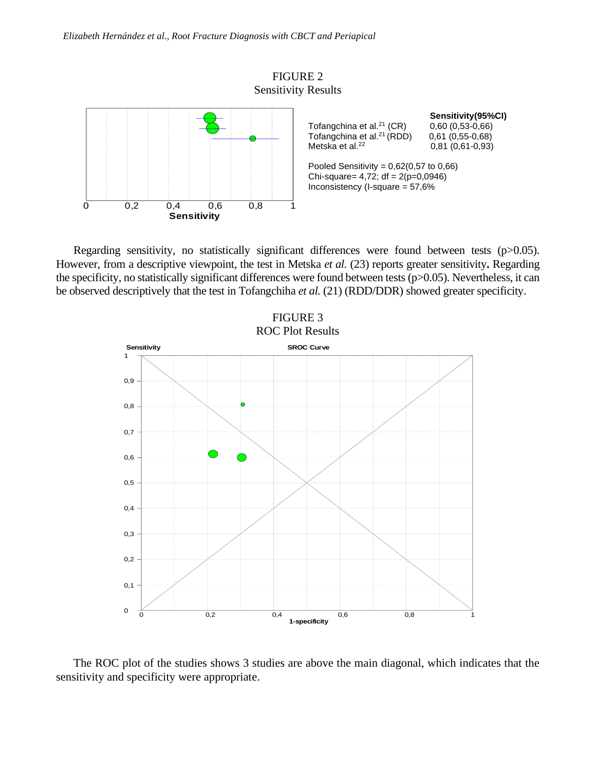FIGURE 2
Sensitivity Results

| | Sensitivity(95%CI) |
|---|---|
| Tofangchina et al.[21] (CR) | 0,60 (0,53-0,66) |
| Tofangchina et al.[21] (RDD) | 0,61 (0,55-0,68) |
| Metska et al.[22] | 0,81 (0,61-0,93) |

Pooled Sensitivity = 0,62(0,57 to 0,66)
Chi-square= 4,72; df = 2(p=0,0946)
Inconsistency (I-square = 57,6%

Regarding sensitivity, no statistically significant differences were found between tests (p>0.05). However, from a descriptive viewpoint, the test in Metska *et al.* (23) reports greater sensitivity**.** Regarding the specificity, no statistically significant differences were found between tests (p>0.05). Nevertheless, it can be observed descriptively that the test in Tofangchiha *et al.* (21) (RDD/DDR) showed greater specificity.

FIGURE 3
ROC Plot Results

The ROC plot of the studies shows 3 studies are above the main diagonal, which indicates that the sensitivity and specificity were appropriate.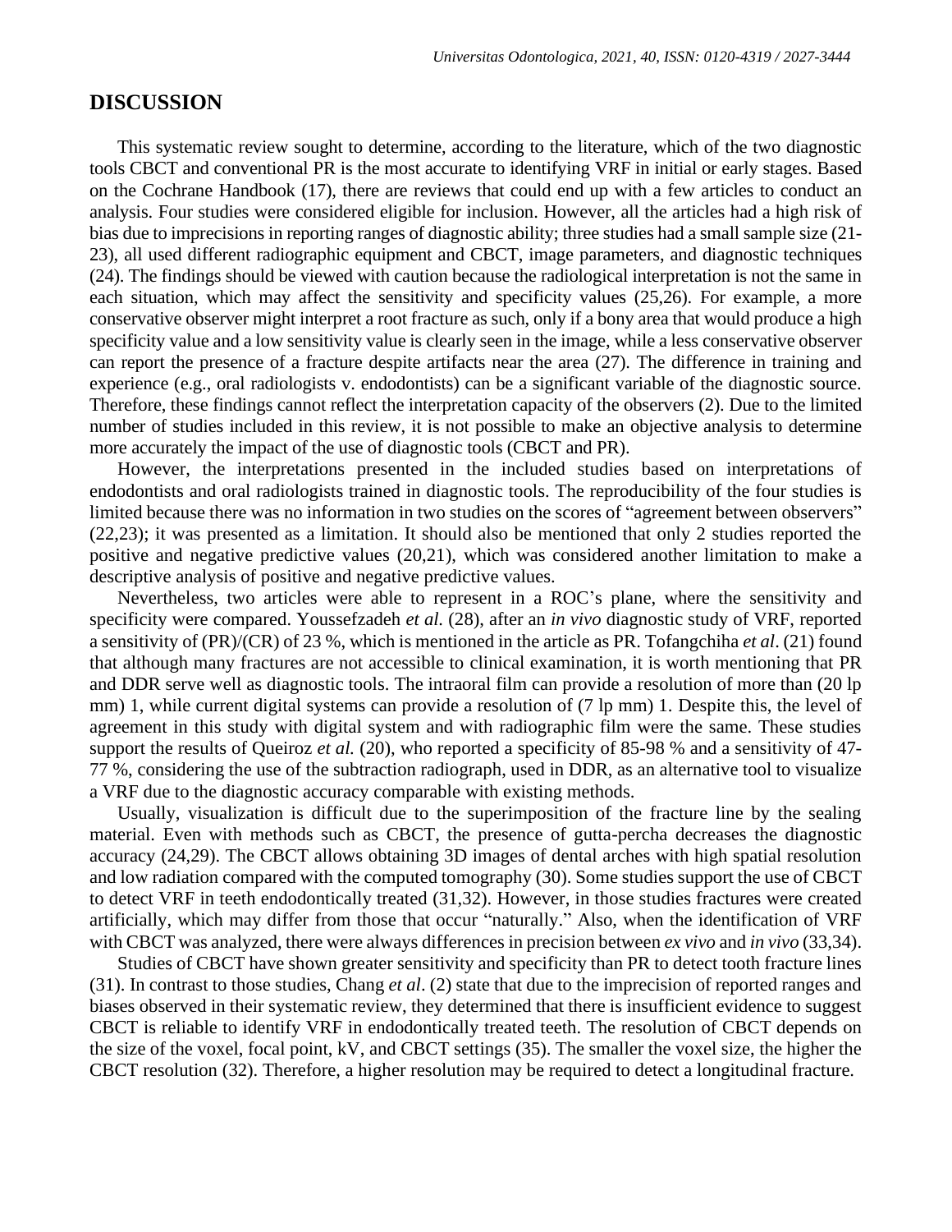## DISCUSSION

This systematic review sought to determine, according to the literature, which of the two diagnostic tools CBCT and conventional PR is the most accurate to identifying VRF in initial or early stages. Based on the Cochrane Handbook (17), there are reviews that could end up with a few articles to conduct an analysis. Four studies were considered eligible for inclusion. However, all the articles had a high risk of bias due to imprecisions in reporting ranges of diagnostic ability; three studies had a small sample size (21-23), all used different radiographic equipment and CBCT, image parameters, and diagnostic techniques (24). The findings should be viewed with caution because the radiological interpretation is not the same in each situation, which may affect the sensitivity and specificity values (25,26). For example, a more conservative observer might interpret a root fracture as such, only if a bony area that would produce a high specificity value and a low sensitivity value is clearly seen in the image, while a less conservative observer can report the presence of a fracture despite artifacts near the area (27). The difference in training and experience (e.g., oral radiologists v. endodontists) can be a significant variable of the diagnostic source. Therefore, these findings cannot reflect the interpretation capacity of the observers (2). Due to the limited number of studies included in this review, it is not possible to make an objective analysis to determine more accurately the impact of the use of diagnostic tools (CBCT and PR).

However, the interpretations presented in the included studies based on interpretations of endodontists and oral radiologists trained in diagnostic tools. The reproducibility of the four studies is limited because there was no information in two studies on the scores of "agreement between observers" (22,23); it was presented as a limitation. It should also be mentioned that only 2 studies reported the positive and negative predictive values (20,21), which was considered another limitation to make a descriptive analysis of positive and negative predictive values.

Nevertheless, two articles were able to represent in a ROC's plane, where the sensitivity and specificity were compared. Youssefzadeh *et al.* (28), after an *in vivo* diagnostic study of VRF, reported a sensitivity of (PR)/(CR) of 23 %, which is mentioned in the article as PR. Tofangchiha *et al*. (21) found that although many fractures are not accessible to clinical examination, it is worth mentioning that PR and DDR serve well as diagnostic tools. The intraoral film can provide a resolution of more than (20 lp mm) 1, while current digital systems can provide a resolution of (7 lp mm) 1. Despite this, the level of agreement in this study with digital system and with radiographic film were the same. These studies support the results of Queiroz *et al.* (20), who reported a specificity of 85-98 % and a sensitivity of 47-77 %, considering the use of the subtraction radiograph, used in DDR, as an alternative tool to visualize a VRF due to the diagnostic accuracy comparable with existing methods.

Usually, visualization is difficult due to the superimposition of the fracture line by the sealing material. Even with methods such as CBCT, the presence of gutta-percha decreases the diagnostic accuracy (24,29). The CBCT allows obtaining 3D images of dental arches with high spatial resolution and low radiation compared with the computed tomography (30). Some studies support the use of CBCT to detect VRF in teeth endodontically treated (31,32). However, in those studies fractures were created artificially, which may differ from those that occur "naturally." Also, when the identification of VRF with CBCT was analyzed, there were always differences in precision between *ex vivo* and *in vivo* (33,34).

Studies of CBCT have shown greater sensitivity and specificity than PR to detect tooth fracture lines (31). In contrast to those studies, Chang *et al*. (2) state that due to the imprecision of reported ranges and biases observed in their systematic review, they determined that there is insufficient evidence to suggest CBCT is reliable to identify VRF in endodontically treated teeth. The resolution of CBCT depends on the size of the voxel, focal point, kV, and CBCT settings (35). The smaller the voxel size, the higher the CBCT resolution (32). Therefore, a higher resolution may be required to detect a longitudinal fracture.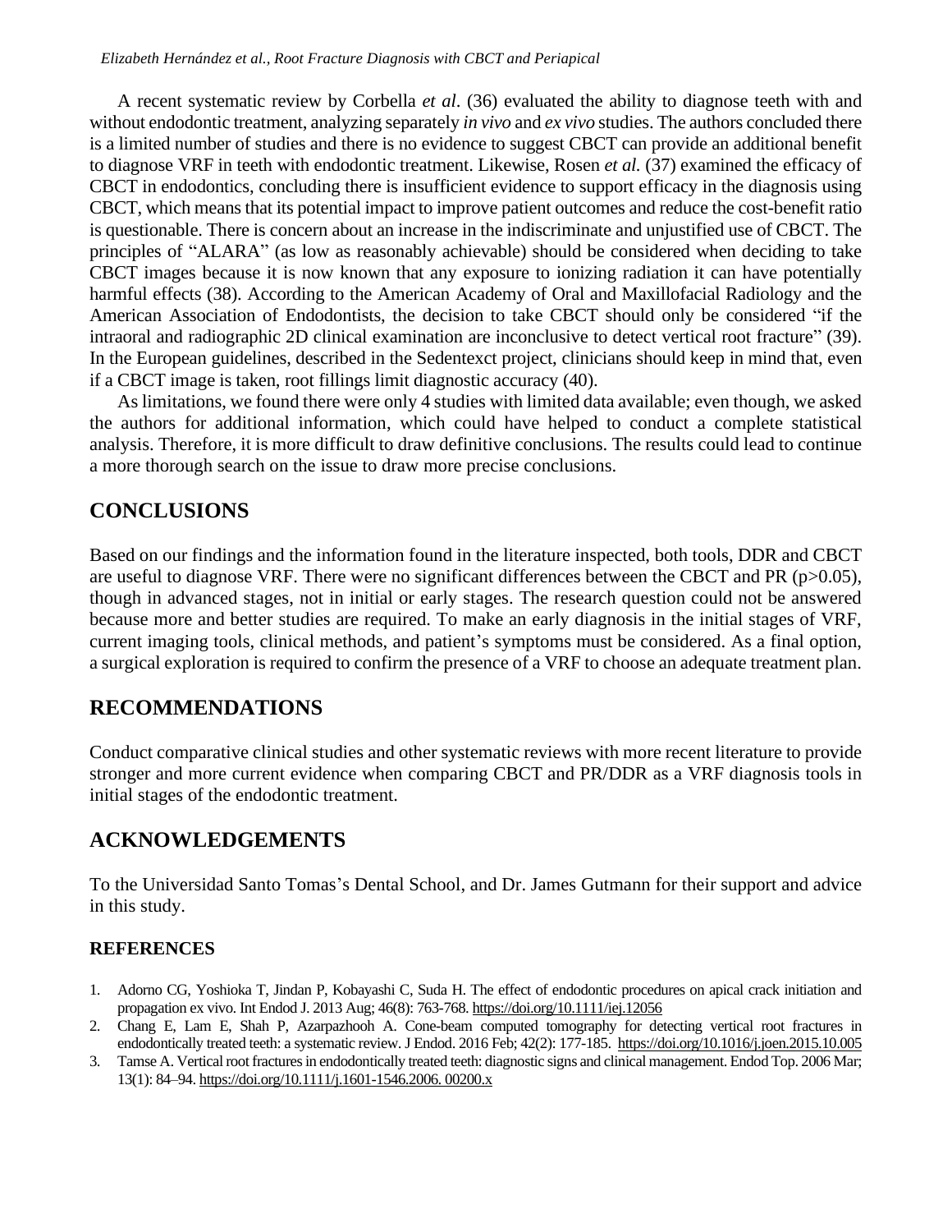A recent systematic review by Corbella *et al*. (36) evaluated the ability to diagnose teeth with and without endodontic treatment, analyzing separately *in vivo* and *ex vivo* studies. The authors concluded there is a limited number of studies and there is no evidence to suggest CBCT can provide an additional benefit to diagnose VRF in teeth with endodontic treatment. Likewise, Rosen *et al.* (37) examined the efficacy of CBCT in endodontics, concluding there is insufficient evidence to support efficacy in the diagnosis using CBCT, which means that its potential impact to improve patient outcomes and reduce the cost-benefit ratio is questionable. There is concern about an increase in the indiscriminate and unjustified use of CBCT. The principles of "ALARA" (as low as reasonably achievable) should be considered when deciding to take CBCT images because it is now known that any exposure to ionizing radiation it can have potentially harmful effects (38). According to the American Academy of Oral and Maxillofacial Radiology and the American Association of Endodontists, the decision to take CBCT should only be considered "if the intraoral and radiographic 2D clinical examination are inconclusive to detect vertical root fracture" (39). In the European guidelines, described in the Sedentexct project, clinicians should keep in mind that, even if a CBCT image is taken, root fillings limit diagnostic accuracy (40).

As limitations, we found there were only 4 studies with limited data available; even though, we asked the authors for additional information, which could have helped to conduct a complete statistical analysis. Therefore, it is more difficult to draw definitive conclusions. The results could lead to continue a more thorough search on the issue to draw more precise conclusions.

## CONCLUSIONS

Based on our findings and the information found in the literature inspected, both tools, DDR and CBCT are useful to diagnose VRF. There were no significant differences between the CBCT and PR ($p>0.05$), though in advanced stages, not in initial or early stages. The research question could not be answered because more and better studies are required. To make an early diagnosis in the initial stages of VRF, current imaging tools, clinical methods, and patient's symptoms must be considered. As a final option, a surgical exploration is required to confirm the presence of a VRF to choose an adequate treatment plan.

## RECOMMENDATIONS

Conduct comparative clinical studies and other systematic reviews with more recent literature to provide stronger and more current evidence when comparing CBCT and PR/DDR as a VRF diagnosis tools in initial stages of the endodontic treatment.

## ACKNOWLEDGEMENTS

To the Universidad Santo Tomas's Dental School, and Dr. James Gutmann for their support and advice in this study.

### REFERENCES

1. Adorno CG, Yoshioka T, Jindan P, Kobayashi C, Suda H. The effect of endodontic procedures on apical crack initiation and propagation ex vivo. Int Endod J. 2013 Aug; 46(8): 763-768. https://doi.org/10.1111/iej.12056
2. Chang E, Lam E, Shah P, Azarpazhooh A. Cone-beam computed tomography for detecting vertical root fractures in endodontically treated teeth: a systematic review. J Endod. 2016 Feb; 42(2): 177-185. https://doi.org/10.1016/j.joen.2015.10.005
3. Tamse A. Vertical root fractures in endodontically treated teeth: diagnostic signs and clinical management. Endod Top. 2006 Mar; 13(1): 84–94. https://doi.org/10.1111/j.1601-1546.2006. 00200.x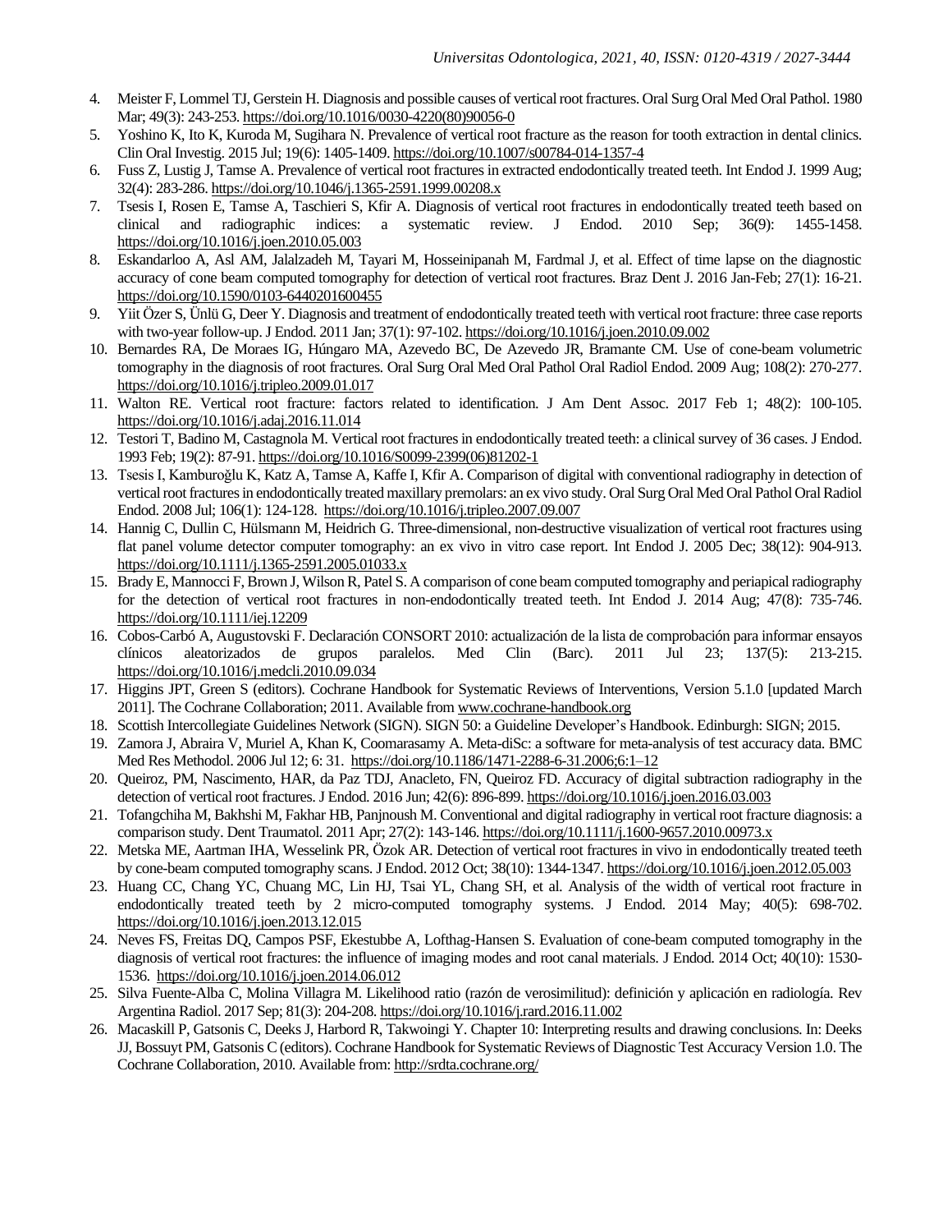4. Meister F, Lommel TJ, Gerstein H. Diagnosis and possible causes of vertical root fractures. Oral Surg Oral Med Oral Pathol. 1980 Mar; 49(3): 243-253. https://doi.org/10.1016/0030-4220(80)90056-0
5. Yoshino K, Ito K, Kuroda M, Sugihara N. Prevalence of vertical root fracture as the reason for tooth extraction in dental clinics. Clin Oral Investig. 2015 Jul; 19(6): 1405-1409. https://doi.org/10.1007/s00784-014-1357-4
6. Fuss Z, Lustig J, Tamse A. Prevalence of vertical root fractures in extracted endodontically treated teeth. Int Endod J. 1999 Aug; 32(4): 283-286. https://doi.org/10.1046/j.1365-2591.1999.00208.x
7. Tsesis I, Rosen E, Tamse A, Taschieri S, Kfir A. Diagnosis of vertical root fractures in endodontically treated teeth based on clinical and radiographic indices: a systematic review. J Endod. 2010 Sep; 36(9): 1455-1458. https://doi.org/10.1016/j.joen.2010.05.003
8. Eskandarloo A, Asl AM, Jalalzadeh M, Tayari M, Hosseinipanah M, Fardmal J, et al. Effect of time lapse on the diagnostic accuracy of cone beam computed tomography for detection of vertical root fractures. Braz Dent J. 2016 Jan-Feb; 27(1): 16-21. https://doi.org/10.1590/0103-6440201600455
9. Yiit Özer S, Ünlü G, Deer Y. Diagnosis and treatment of endodontically treated teeth with vertical root fracture: three case reports with two-year follow-up. J Endod. 2011 Jan; 37(1): 97-102. https://doi.org/10.1016/j.joen.2010.09.002
10. Bernardes RA, De Moraes IG, Húngaro MA, Azevedo BC, De Azevedo JR, Bramante CM. Use of cone-beam volumetric tomography in the diagnosis of root fractures. Oral Surg Oral Med Oral Pathol Oral Radiol Endod. 2009 Aug; 108(2): 270-277. https://doi.org/10.1016/j.tripleo.2009.01.017
11. Walton RE. Vertical root fracture: factors related to identification. J Am Dent Assoc. 2017 Feb 1; 48(2): 100-105. https://doi.org/10.1016/j.adaj.2016.11.014
12. Testori T, Badino M, Castagnola M. Vertical root fractures in endodontically treated teeth: a clinical survey of 36 cases. J Endod. 1993 Feb; 19(2): 87-91. https://doi.org/10.1016/S0099-2399(06)81202-1
13. Tsesis I, Kamburoğlu K, Katz A, Tamse A, Kaffe I, Kfir A. Comparison of digital with conventional radiography in detection of vertical root fractures in endodontically treated maxillary premolars: an ex vivo study. Oral Surg Oral Med Oral Pathol Oral Radiol Endod. 2008 Jul; 106(1): 124-128. https://doi.org/10.1016/j.tripleo.2007.09.007
14. Hannig C, Dullin C, Hülsmann M, Heidrich G. Three-dimensional, non-destructive visualization of vertical root fractures using flat panel volume detector computer tomography: an ex vivo in vitro case report. Int Endod J. 2005 Dec; 38(12): 904-913. https://doi.org/10.1111/j.1365-2591.2005.01033.x
15. Brady E, Mannocci F, Brown J, Wilson R, Patel S. A comparison of cone beam computed tomography and periapical radiography for the detection of vertical root fractures in non-endodontically treated teeth. Int Endod J. 2014 Aug; 47(8): 735-746. https://doi.org/10.1111/iej.12209
16. Cobos-Carbó A, Augustovski F. Declaración CONSORT 2010: actualización de la lista de comprobación para informar ensayos clínicos aleatorizados de grupos paralelos. Med Clin (Barc). 2011 Jul 23; 137(5): 213-215. https://doi.org/10.1016/j.medcli.2010.09.034
17. Higgins JPT, Green S (editors). Cochrane Handbook for Systematic Reviews of Interventions, Version 5.1.0 [updated March 2011]. The Cochrane Collaboration; 2011. Available from www.cochrane-handbook.org
18. Scottish Intercollegiate Guidelines Network (SIGN). SIGN 50: a Guideline Developer's Handbook. Edinburgh: SIGN; 2015.
19. Zamora J, Abraira V, Muriel A, Khan K, Coomarasamy A. Meta-diSc: a software for meta-analysis of test accuracy data. BMC Med Res Methodol. 2006 Jul 12; 6: 31. https://doi.org/10.1186/1471-2288-6-31.2006;6:1–12
20. Queiroz, PM, Nascimento, HAR, da Paz TDJ, Anacleto, FN, Queiroz FD. Accuracy of digital subtraction radiography in the detection of vertical root fractures. J Endod. 2016 Jun; 42(6): 896-899. https://doi.org/10.1016/j.joen.2016.03.003
21. Tofangchiha M, Bakhshi M, Fakhar HB, Panjnoush M. Conventional and digital radiography in vertical root fracture diagnosis: a comparison study. Dent Traumatol. 2011 Apr; 27(2): 143-146. https://doi.org/10.1111/j.1600-9657.2010.00973.x
22. Metska ME, Aartman IHA, Wesselink PR, Özok AR. Detection of vertical root fractures in vivo in endodontically treated teeth by cone-beam computed tomography scans. J Endod. 2012 Oct; 38(10): 1344-1347. https://doi.org/10.1016/j.joen.2012.05.003
23. Huang CC, Chang YC, Chuang MC, Lin HJ, Tsai YL, Chang SH, et al. Analysis of the width of vertical root fracture in endodontically treated teeth by 2 micro-computed tomography systems. J Endod. 2014 May; 40(5): 698-702. https://doi.org/10.1016/j.joen.2013.12.015
24. Neves FS, Freitas DQ, Campos PSF, Ekestubbe A, Lofthag-Hansen S. Evaluation of cone-beam computed tomography in the diagnosis of vertical root fractures: the influence of imaging modes and root canal materials. J Endod. 2014 Oct; 40(10): 1530-1536. https://doi.org/10.1016/j.joen.2014.06.012
25. Silva Fuente-Alba C, Molina Villagra M. Likelihood ratio (razón de verosimilitud): definición y aplicación en radiología. Rev Argentina Radiol. 2017 Sep; 81(3): 204-208. https://doi.org/10.1016/j.rard.2016.11.002
26. Macaskill P, Gatsonis C, Deeks J, Harbord R, Takwoingi Y. Chapter 10: Interpreting results and drawing conclusions. In: Deeks JJ, Bossuyt PM, Gatsonis C (editors). Cochrane Handbook for Systematic Reviews of Diagnostic Test Accuracy Version 1.0. The Cochrane Collaboration, 2010. Available from: http://srdta.cochrane.org/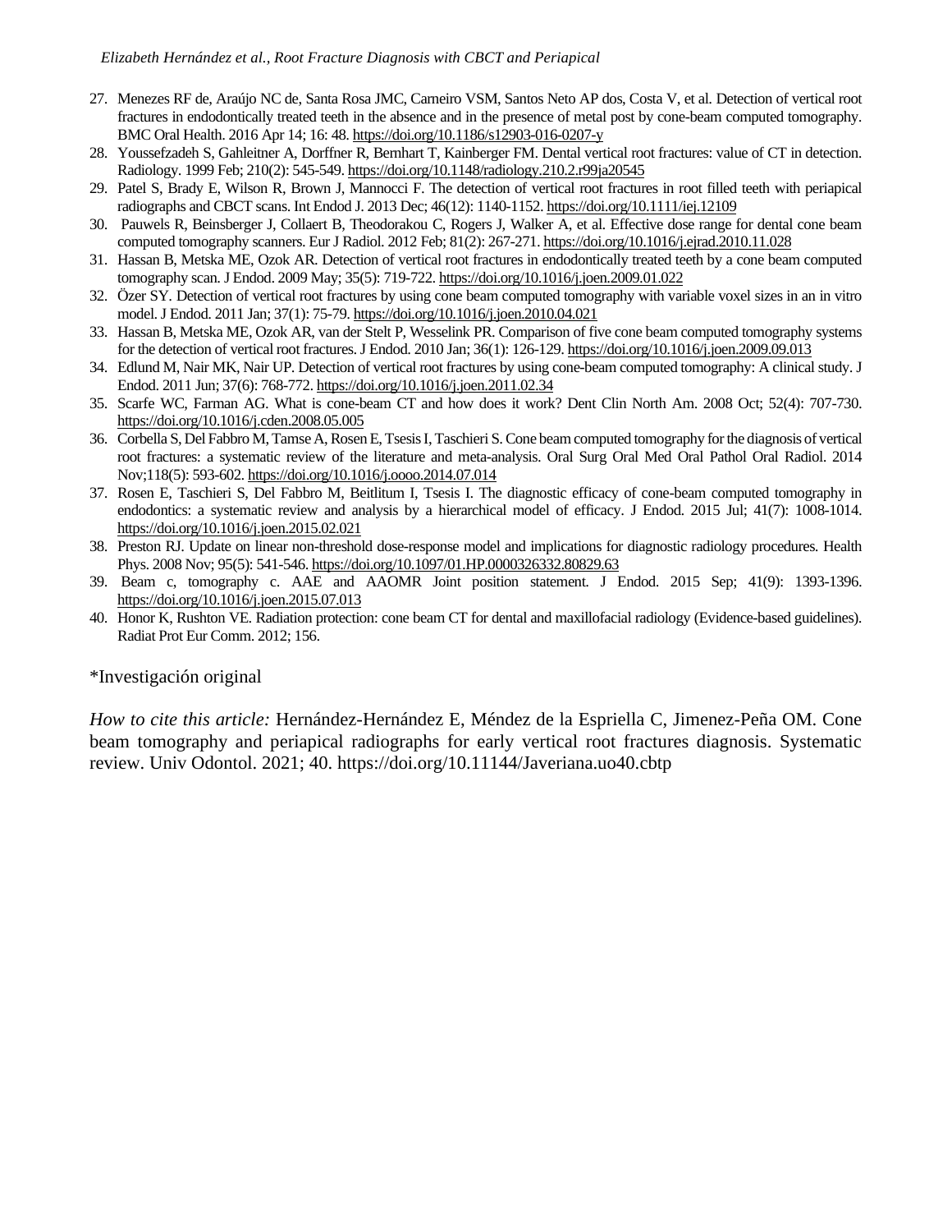27. Menezes RF de, Araújo NC de, Santa Rosa JMC, Carneiro VSM, Santos Neto AP dos, Costa V, et al. Detection of vertical root fractures in endodontically treated teeth in the absence and in the presence of metal post by cone-beam computed tomography. BMC Oral Health. 2016 Apr 14; 16: 48. https://doi.org/10.1186/s12903-016-0207-y
28. Youssefzadeh S, Gahleitner A, Dorffner R, Bernhart T, Kainberger FM. Dental vertical root fractures: value of CT in detection. Radiology. 1999 Feb; 210(2): 545-549. https://doi.org/10.1148/radiology.210.2.r99ja20545
29. Patel S, Brady E, Wilson R, Brown J, Mannocci F. The detection of vertical root fractures in root filled teeth with periapical radiographs and CBCT scans. Int Endod J. 2013 Dec; 46(12): 1140-1152. https://doi.org/10.1111/iej.12109
30. Pauwels R, Beinsberger J, Collaert B, Theodorakou C, Rogers J, Walker A, et al. Effective dose range for dental cone beam computed tomography scanners. Eur J Radiol. 2012 Feb; 81(2): 267-271. https://doi.org/10.1016/j.ejrad.2010.11.028
31. Hassan B, Metska ME, Ozok AR. Detection of vertical root fractures in endodontically treated teeth by a cone beam computed tomography scan. J Endod. 2009 May; 35(5): 719-722. https://doi.org/10.1016/j.joen.2009.01.022
32. Özer SY. Detection of vertical root fractures by using cone beam computed tomography with variable voxel sizes in an in vitro model. J Endod. 2011 Jan; 37(1): 75-79. https://doi.org/10.1016/j.joen.2010.04.021
33. Hassan B, Metska ME, Ozok AR, van der Stelt P, Wesselink PR. Comparison of five cone beam computed tomography systems for the detection of vertical root fractures. J Endod. 2010 Jan; 36(1): 126-129. https://doi.org/10.1016/j.joen.2009.09.013
34. Edlund M, Nair MK, Nair UP. Detection of vertical root fractures by using cone-beam computed tomography: A clinical study. J Endod. 2011 Jun; 37(6): 768-772. https://doi.org/10.1016/j.joen.2011.02.34
35. Scarfe WC, Farman AG. What is cone-beam CT and how does it work? Dent Clin North Am. 2008 Oct; 52(4): 707-730. https://doi.org/10.1016/j.cden.2008.05.005
36. Corbella S, Del Fabbro M, Tamse A, Rosen E, Tsesis I, Taschieri S. Cone beam computed tomography for the diagnosis of vertical root fractures: a systematic review of the literature and meta-analysis. Oral Surg Oral Med Oral Pathol Oral Radiol. 2014 Nov;118(5): 593-602. https://doi.org/10.1016/j.oooo.2014.07.014
37. Rosen E, Taschieri S, Del Fabbro M, Beitlitum I, Tsesis I. The diagnostic efficacy of cone-beam computed tomography in endodontics: a systematic review and analysis by a hierarchical model of efficacy. J Endod. 2015 Jul; 41(7): 1008-1014. https://doi.org/10.1016/j.joen.2015.02.021
38. Preston RJ. Update on linear non-threshold dose-response model and implications for diagnostic radiology procedures. Health Phys. 2008 Nov; 95(5): 541-546. https://doi.org/10.1097/01.HP.0000326332.80829.63
39. Beam c, tomography c. AAE and AAOMR Joint position statement. J Endod. 2015 Sep; 41(9): 1393-1396. https://doi.org/10.1016/j.joen.2015.07.013
40. Honor K, Rushton VE. Radiation protection: cone beam CT for dental and maxillofacial radiology (Evidence-based guidelines). Radiat Prot Eur Comm. 2012; 156.

*Investigación original

*How to cite this article:* Hernández-Hernández E, Méndez de la Espriella C, Jimenez-Peña OM. Cone beam tomography and periapical radiographs for early vertical root fractures diagnosis. Systematic review. Univ Odontol. 2021; 40. https://doi.org/10.11144/Javeriana.uo40.cbtp